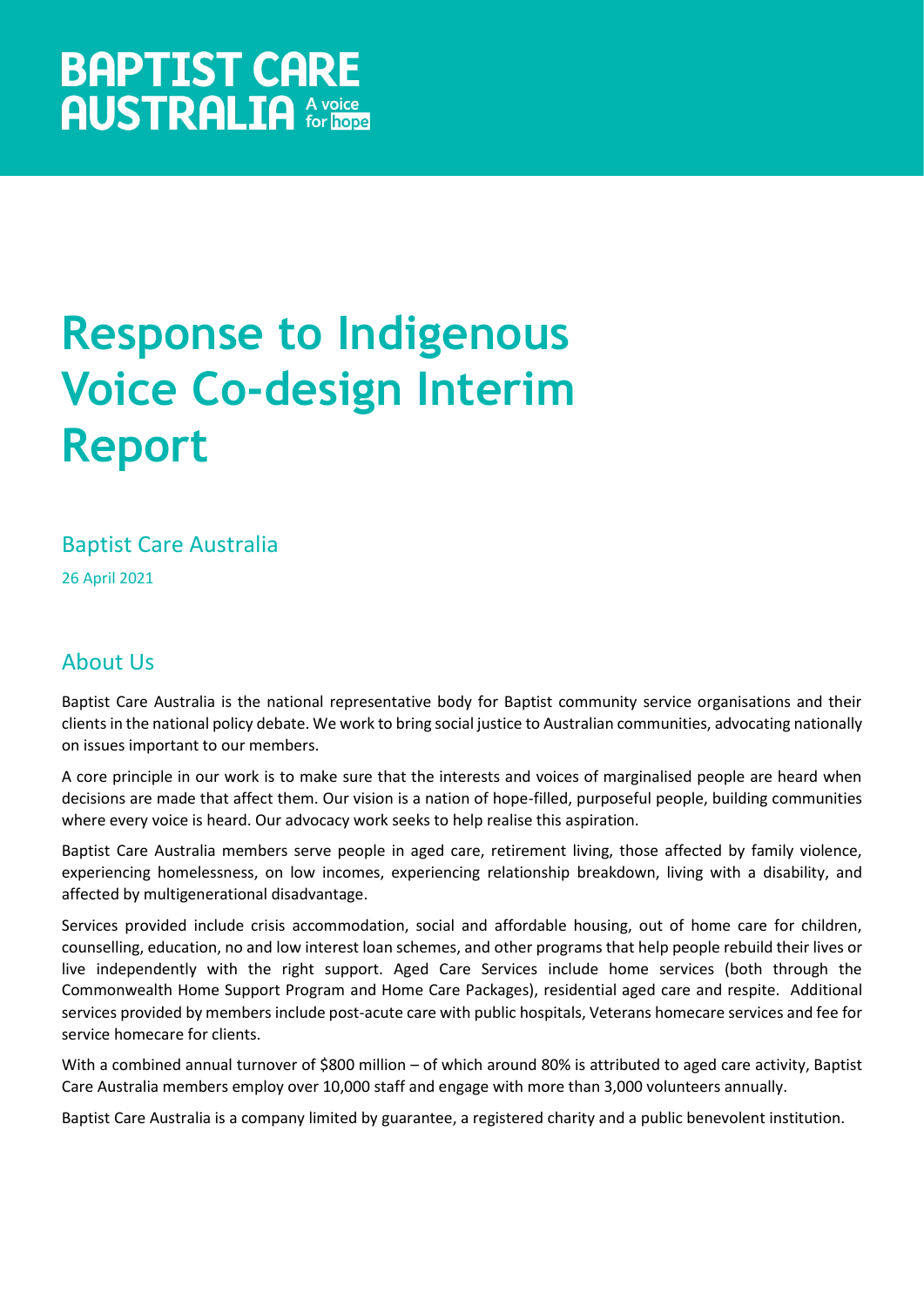BAPTIST CARE AUSTRALIA A voice for hope

# Response to Indigenous Voice Co-design Interim Report

Baptist Care Australia

26 April 2021

## About Us

Baptist Care Australia is the national representative body for Baptist community service organisations and their clients in the national policy debate. We work to bring social justice to Australian communities, advocating nationally on issues important to our members.

A core principle in our work is to make sure that the interests and voices of marginalised people are heard when decisions are made that affect them. Our vision is a nation of hope-filled, purposeful people, building communities where every voice is heard. Our advocacy work seeks to help realise this aspiration.

Baptist Care Australia members serve people in aged care, retirement living, those affected by family violence, experiencing homelessness, on low incomes, experiencing relationship breakdown, living with a disability, and affected by multigenerational disadvantage.

Services provided include crisis accommodation, social and affordable housing, out of home care for children, counselling, education, no and low interest loan schemes, and other programs that help people rebuild their lives or live independently with the right support. Aged Care Services include home services (both through the Commonwealth Home Support Program and Home Care Packages), residential aged care and respite. Additional services provided by members include post-acute care with public hospitals, Veterans homecare services and fee for service homecare for clients.

With a combined annual turnover of $800 million – of which around 80% is attributed to aged care activity, Baptist Care Australia members employ over 10,000 staff and engage with more than 3,000 volunteers annually.

Baptist Care Australia is a company limited by guarantee, a registered charity and a public benevolent institution.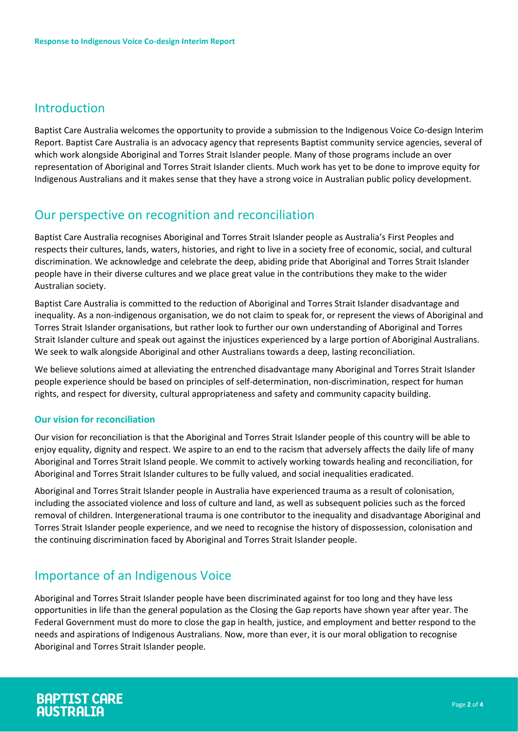## Introduction

Baptist Care Australia welcomes the opportunity to provide a submission to the Indigenous Voice Co-design Interim Report. Baptist Care Australia is an advocacy agency that represents Baptist community service agencies, several of which work alongside Aboriginal and Torres Strait Islander people. Many of those programs include an over representation of Aboriginal and Torres Strait Islander clients. Much work has yet to be done to improve equity for Indigenous Australians and it makes sense that they have a strong voice in Australian public policy development.

## Our perspective on recognition and reconciliation

Baptist Care Australia recognises Aboriginal and Torres Strait Islander people as Australia's First Peoples and respects their cultures, lands, waters, histories, and right to live in a society free of economic, social, and cultural discrimination. We acknowledge and celebrate the deep, abiding pride that Aboriginal and Torres Strait Islander people have in their diverse cultures and we place great value in the contributions they make to the wider Australian society.

Baptist Care Australia is committed to the reduction of Aboriginal and Torres Strait Islander disadvantage and inequality. As a non-indigenous organisation, we do not claim to speak for, or represent the views of Aboriginal and Torres Strait Islander organisations, but rather look to further our own understanding of Aboriginal and Torres Strait Islander culture and speak out against the injustices experienced by a large portion of Aboriginal Australians. We seek to walk alongside Aboriginal and other Australians towards a deep, lasting reconciliation.

We believe solutions aimed at alleviating the entrenched disadvantage many Aboriginal and Torres Strait Islander people experience should be based on principles of self-determination, non-discrimination, respect for human rights, and respect for diversity, cultural appropriateness and safety and community capacity building.

### Our vision for reconciliation

Our vision for reconciliation is that the Aboriginal and Torres Strait Islander people of this country will be able to enjoy equality, dignity and respect. We aspire to an end to the racism that adversely affects the daily life of many Aboriginal and Torres Strait Island people. We commit to actively working towards healing and reconciliation, for Aboriginal and Torres Strait Islander cultures to be fully valued, and social inequalities eradicated.

Aboriginal and Torres Strait Islander people in Australia have experienced trauma as a result of colonisation, including the associated violence and loss of culture and land, as well as subsequent policies such as the forced removal of children. Intergenerational trauma is one contributor to the inequality and disadvantage Aboriginal and Torres Strait Islander people experience, and we need to recognise the history of dispossession, colonisation and the continuing discrimination faced by Aboriginal and Torres Strait Islander people.

## Importance of an Indigenous Voice

Aboriginal and Torres Strait Islander people have been discriminated against for too long and they have less opportunities in life than the general population as the Closing the Gap reports have shown year after year. The Federal Government must do more to close the gap in health, justice, and employment and better respond to the needs and aspirations of Indigenous Australians. Now, more than ever, it is our moral obligation to recognise Aboriginal and Torres Strait Islander people.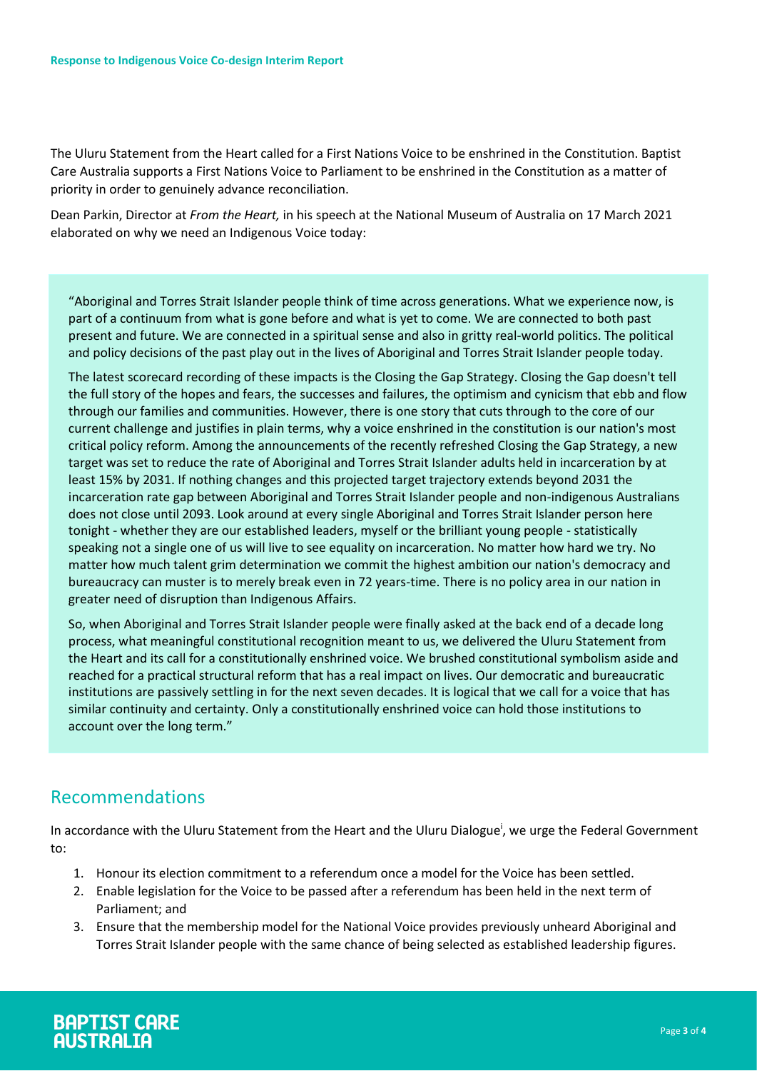The Uluru Statement from the Heart called for a First Nations Voice to be enshrined in the Constitution. Baptist Care Australia supports a First Nations Voice to Parliament to be enshrined in the Constitution as a matter of priority in order to genuinely advance reconciliation.

Dean Parkin, Director at *From the Heart,* in his speech at the National Museum of Australia on 17 March 2021 elaborated on why we need an Indigenous Voice today:

> "Aboriginal and Torres Strait Islander people think of time across generations. What we experience now, is part of a continuum from what is gone before and what is yet to come. We are connected to both past present and future. We are connected in a spiritual sense and also in gritty real-world politics. The political and policy decisions of the past play out in the lives of Aboriginal and Torres Strait Islander people today.
>
> The latest scorecard recording of these impacts is the Closing the Gap Strategy. Closing the Gap doesn't tell the full story of the hopes and fears, the successes and failures, the optimism and cynicism that ebb and flow through our families and communities. However, there is one story that cuts through to the core of our current challenge and justifies in plain terms, why a voice enshrined in the constitution is our nation's most critical policy reform. Among the announcements of the recently refreshed Closing the Gap Strategy, a new target was set to reduce the rate of Aboriginal and Torres Strait Islander adults held in incarceration by at least 15% by 2031. If nothing changes and this projected target trajectory extends beyond 2031 the incarceration rate gap between Aboriginal and Torres Strait Islander people and non-indigenous Australians does not close until 2093. Look around at every single Aboriginal and Torres Strait Islander person here tonight - whether they are our established leaders, myself or the brilliant young people - statistically speaking not a single one of us will live to see equality on incarceration. No matter how hard we try. No matter how much talent grim determination we commit the highest ambition our nation's democracy and bureaucracy can muster is to merely break even in 72 years-time. There is no policy area in our nation in greater need of disruption than Indigenous Affairs.
>
> So, when Aboriginal and Torres Strait Islander people were finally asked at the back end of a decade long process, what meaningful constitutional recognition meant to us, we delivered the Uluru Statement from the Heart and its call for a constitutionally enshrined voice. We brushed constitutional symbolism aside and reached for a practical structural reform that has a real impact on lives. Our democratic and bureaucratic institutions are passively settling in for the next seven decades. It is logical that we call for a voice that has similar continuity and certainty. Only a constitutionally enshrined voice can hold those institutions to account over the long term."

## Recommendations

In accordance with the Uluru Statement from the Heart and the Uluru Dialogue[i], we urge the Federal Government to:

1. Honour its election commitment to a referendum once a model for the Voice has been settled.
2. Enable legislation for the Voice to be passed after a referendum has been held in the next term of Parliament; and
3. Ensure that the membership model for the National Voice provides previously unheard Aboriginal and Torres Strait Islander people with the same chance of being selected as established leadership figures.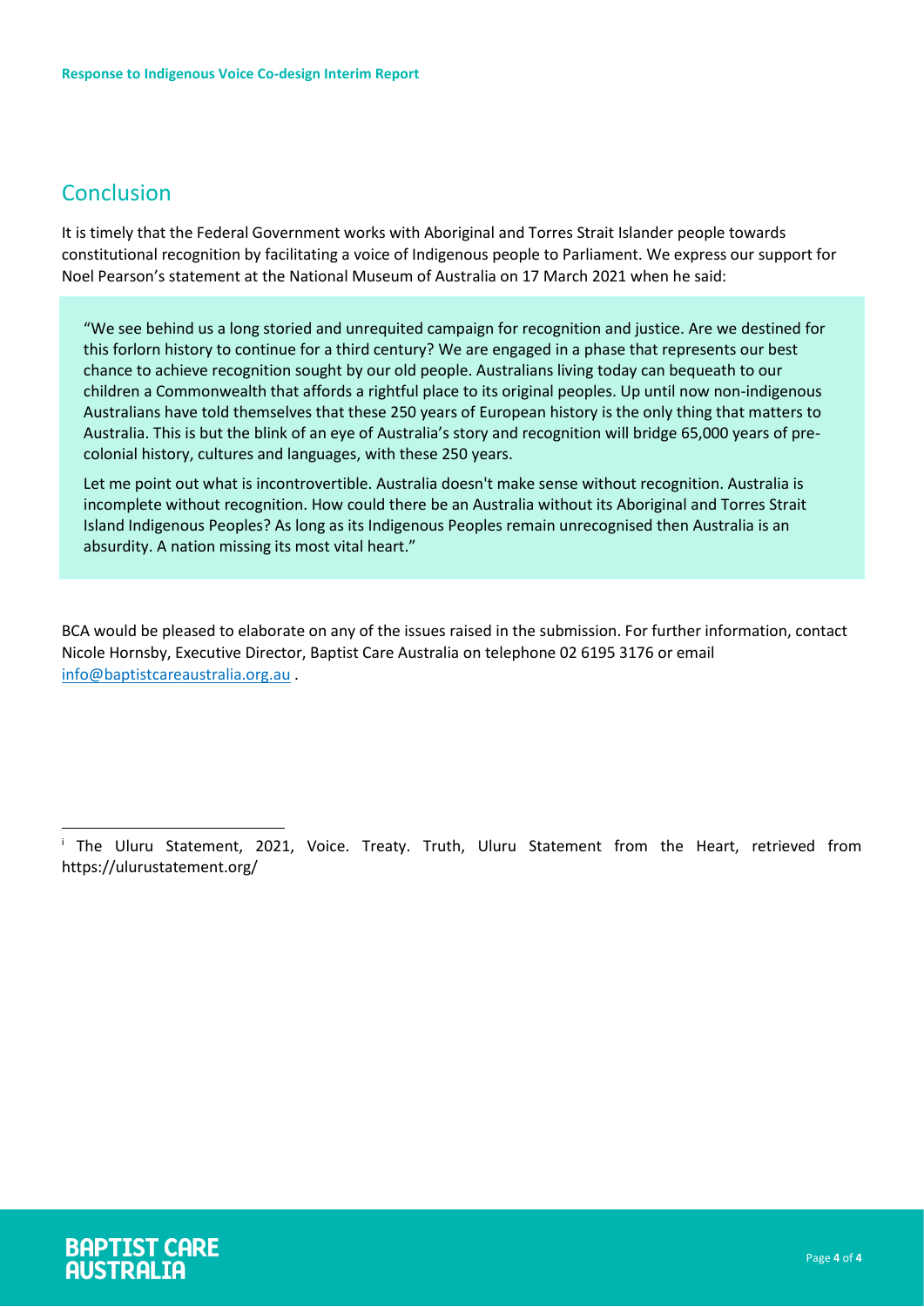## Conclusion

It is timely that the Federal Government works with Aboriginal and Torres Strait Islander people towards constitutional recognition by facilitating a voice of Indigenous people to Parliament. We express our support for Noel Pearson's statement at the National Museum of Australia on 17 March 2021 when he said:

> "We see behind us a long storied and unrequited campaign for recognition and justice. Are we destined for this forlorn history to continue for a third century? We are engaged in a phase that represents our best chance to achieve recognition sought by our old people. Australians living today can bequeath to our children a Commonwealth that affords a rightful place to its original peoples. Up until now non-indigenous Australians have told themselves that these 250 years of European history is the only thing that matters to Australia. This is but the blink of an eye of Australia's story and recognition will bridge 65,000 years of pre-colonial history, cultures and languages, with these 250 years.
>
> Let me point out what is incontrovertible. Australia doesn't make sense without recognition. Australia is incomplete without recognition. How could there be an Australia without its Aboriginal and Torres Strait Island Indigenous Peoples? As long as its Indigenous Peoples remain unrecognised then Australia is an absurdity. A nation missing its most vital heart."

BCA would be pleased to elaborate on any of the issues raised in the submission. For further information, contact Nicole Hornsby, Executive Director, Baptist Care Australia on telephone 02 6195 3176 or email info@baptistcareaustralia.org.au .

---

[i] The Uluru Statement, 2021, Voice. Treaty. Truth, Uluru Statement from the Heart, retrieved from https://ulurustatement.org/